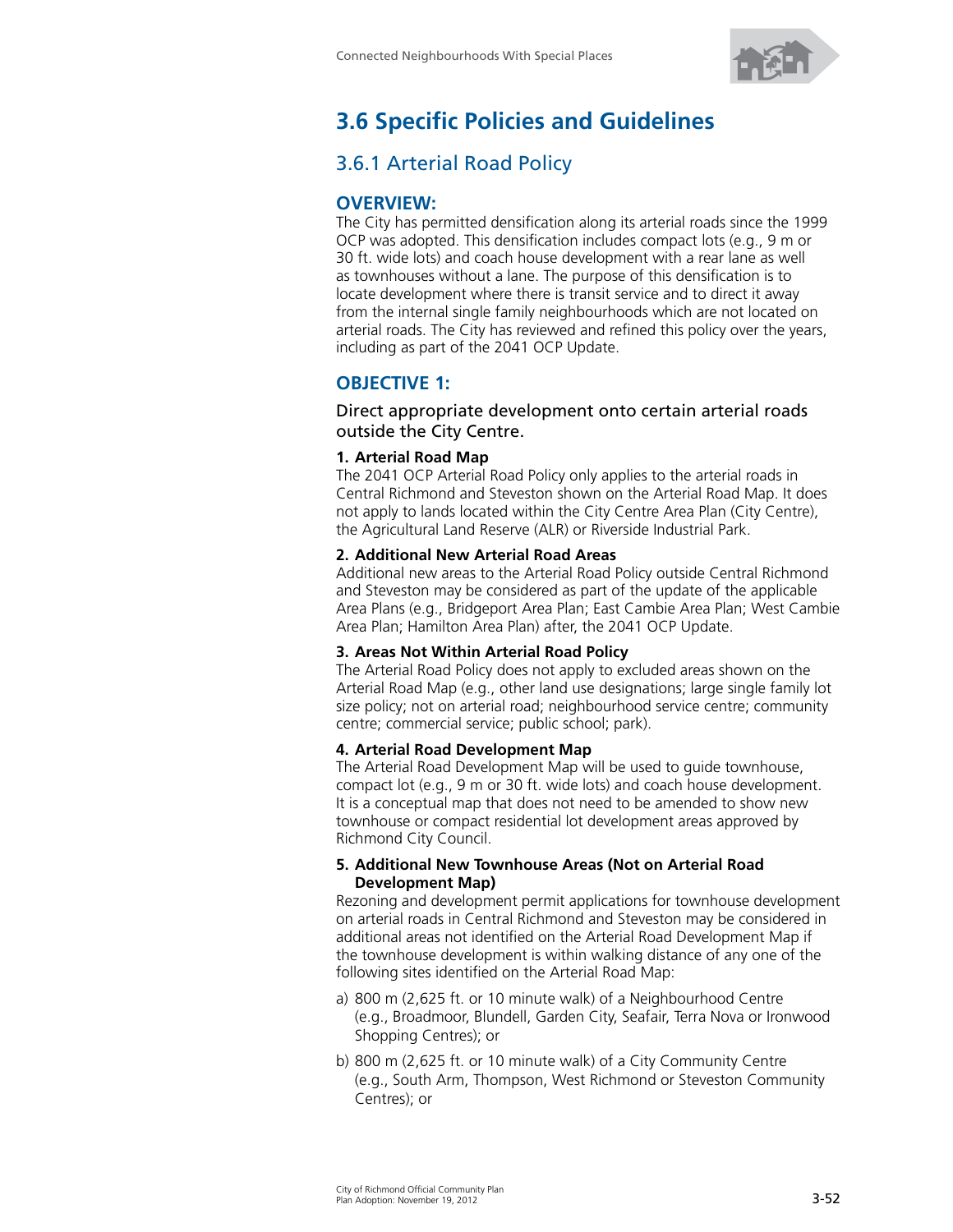# 3.6 Specific Policies and Guidelines

## 3.6.1 Arterial Road Policy

### OVERVIEW:

The City has permitted densification along its arterial roads since the 1999 OCP was adopted. This densification includes compact lots (e.g., 9 m or 30 ft. wide lots) and coach house development with a rear lane as well as townhouses without a lane. The purpose of this densification is to locate development where there is transit service and to direct it away from the internal single family neighbourhoods which are not located on arterial roads. The City has reviewed and refined this policy over the years, including as part of the 2041 OCP Update.

### OBJECTIVE 1:

Direct appropriate development onto certain arterial roads outside the City Centre.

**1. Arterial Road Map**

The 2041 OCP Arterial Road Policy only applies to the arterial roads in Central Richmond and Steveston shown on the Arterial Road Map. It does not apply to lands located within the City Centre Area Plan (City Centre), the Agricultural Land Reserve (ALR) or Riverside Industrial Park.

**2. Additional New Arterial Road Areas**

Additional new areas to the Arterial Road Policy outside Central Richmond and Steveston may be considered as part of the update of the applicable Area Plans (e.g., Bridgeport Area Plan; East Cambie Area Plan; West Cambie Area Plan; Hamilton Area Plan) after, the 2041 OCP Update.

**3. Areas Not Within Arterial Road Policy**

The Arterial Road Policy does not apply to excluded areas shown on the Arterial Road Map (e.g., other land use designations; large single family lot size policy; not on arterial road; neighbourhood service centre; community centre; commercial service; public school; park).

**4. Arterial Road Development Map**

The Arterial Road Development Map will be used to guide townhouse, compact lot (e.g., 9 m or 30 ft. wide lots) and coach house development. It is a conceptual map that does not need to be amended to show new townhouse or compact residential lot development areas approved by Richmond City Council.

**5. Additional New Townhouse Areas (Not on Arterial Road Development Map)**

Rezoning and development permit applications for townhouse development on arterial roads in Central Richmond and Steveston may be considered in additional areas not identified on the Arterial Road Development Map if the townhouse development is within walking distance of any one of the following sites identified on the Arterial Road Map:

a) 800 m (2,625 ft. or 10 minute walk) of a Neighbourhood Centre (e.g., Broadmoor, Blundell, Garden City, Seafair, Terra Nova or Ironwood Shopping Centres); or

b) 800 m (2,625 ft. or 10 minute walk) of a City Community Centre (e.g., South Arm, Thompson, West Richmond or Steveston Community Centres); or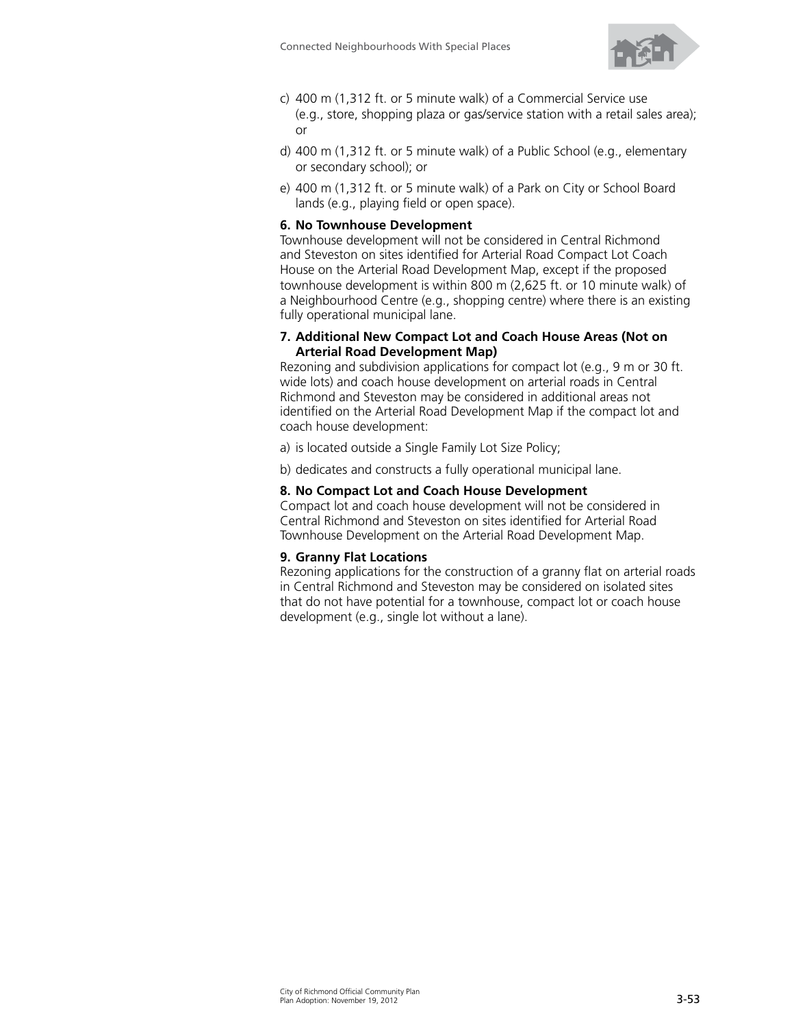c) 400 m (1,312 ft. or 5 minute walk) of a Commercial Service use (e.g., store, shopping plaza or gas/service station with a retail sales area); or

d) 400 m (1,312 ft. or 5 minute walk) of a Public School (e.g., elementary or secondary school); or

e) 400 m (1,312 ft. or 5 minute walk) of a Park on City or School Board lands (e.g., playing field or open space).

**6. No Townhouse Development**

Townhouse development will not be considered in Central Richmond and Steveston on sites identified for Arterial Road Compact Lot Coach House on the Arterial Road Development Map, except if the proposed townhouse development is within 800 m (2,625 ft. or 10 minute walk) of a Neighbourhood Centre (e.g., shopping centre) where there is an existing fully operational municipal lane.

**7. Additional New Compact Lot and Coach House Areas (Not on Arterial Road Development Map)**

Rezoning and subdivision applications for compact lot (e.g., 9 m or 30 ft. wide lots) and coach house development on arterial roads in Central Richmond and Steveston may be considered in additional areas not identified on the Arterial Road Development Map if the compact lot and coach house development:

a) is located outside a Single Family Lot Size Policy;

b) dedicates and constructs a fully operational municipal lane.

**8. No Compact Lot and Coach House Development**

Compact lot and coach house development will not be considered in Central Richmond and Steveston on sites identified for Arterial Road Townhouse Development on the Arterial Road Development Map.

**9. Granny Flat Locations**

Rezoning applications for the construction of a granny flat on arterial roads in Central Richmond and Steveston may be considered on isolated sites that do not have potential for a townhouse, compact lot or coach house development (e.g., single lot without a lane).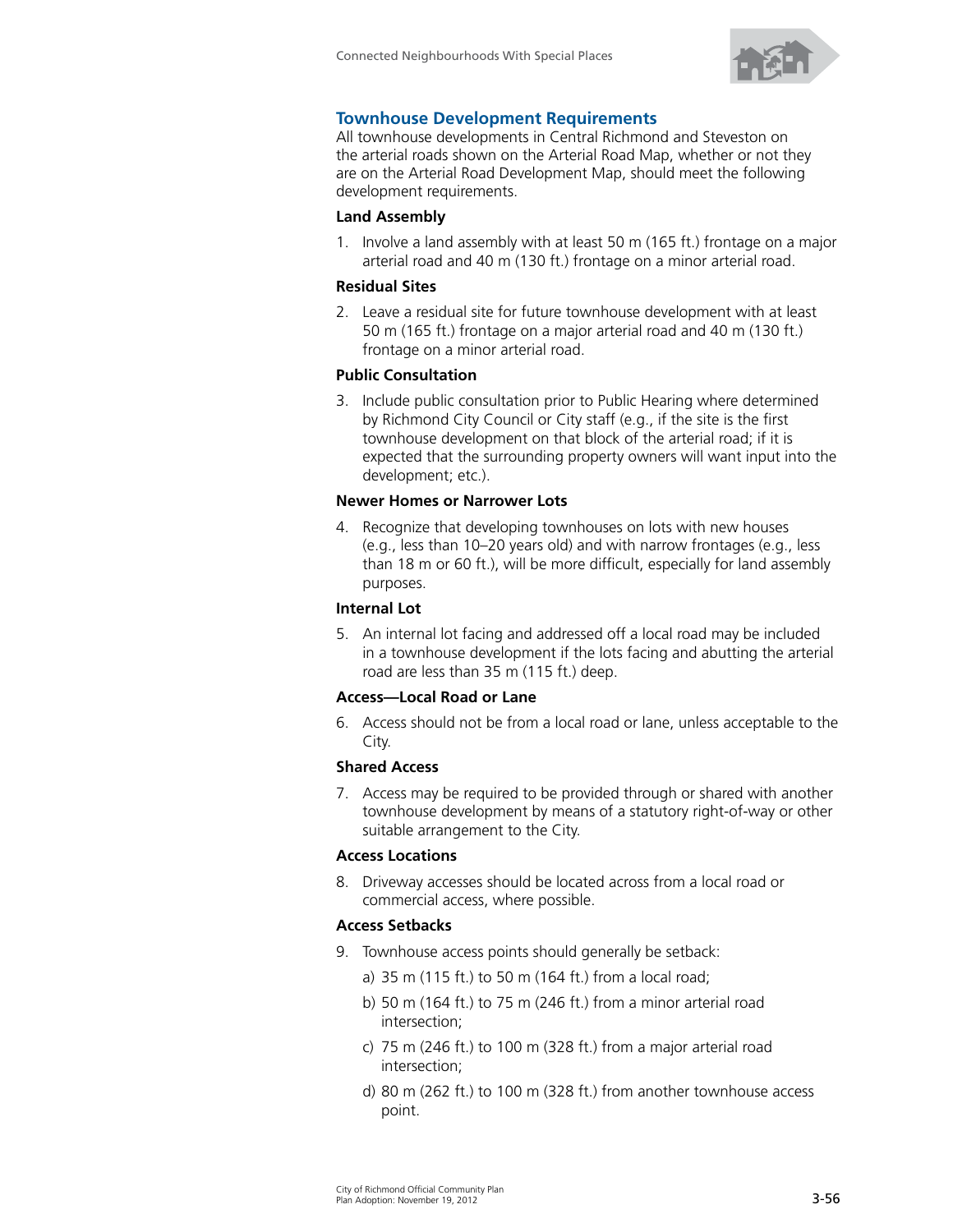## Townhouse Development Requirements

All townhouse developments in Central Richmond and Steveston on the arterial roads shown on the Arterial Road Map, whether or not they are on the Arterial Road Development Map, should meet the following development requirements.

### Land Assembly

1. Involve a land assembly with at least 50 m (165 ft.) frontage on a major arterial road and 40 m (130 ft.) frontage on a minor arterial road.

### Residual Sites

2. Leave a residual site for future townhouse development with at least 50 m (165 ft.) frontage on a major arterial road and 40 m (130 ft.) frontage on a minor arterial road.

### Public Consultation

3. Include public consultation prior to Public Hearing where determined by Richmond City Council or City staff (e.g., if the site is the first townhouse development on that block of the arterial road; if it is expected that the surrounding property owners will want input into the development; etc.).

### Newer Homes or Narrower Lots

4. Recognize that developing townhouses on lots with new houses (e.g., less than 10–20 years old) and with narrow frontages (e.g., less than 18 m or 60 ft.), will be more difficult, especially for land assembly purposes.

### Internal Lot

5. An internal lot facing and addressed off a local road may be included in a townhouse development if the lots facing and abutting the arterial road are less than 35 m (115 ft.) deep.

### Access—Local Road or Lane

6. Access should not be from a local road or lane, unless acceptable to the City.

### Shared Access

7. Access may be required to be provided through or shared with another townhouse development by means of a statutory right-of-way or other suitable arrangement to the City.

### Access Locations

8. Driveway accesses should be located across from a local road or commercial access, where possible.

### Access Setbacks

9. Townhouse access points should generally be setback:
   a) 35 m (115 ft.) to 50 m (164 ft.) from a local road;
   b) 50 m (164 ft.) to 75 m (246 ft.) from a minor arterial road intersection;
   c) 75 m (246 ft.) to 100 m (328 ft.) from a major arterial road intersection;
   d) 80 m (262 ft.) to 100 m (328 ft.) from another townhouse access point.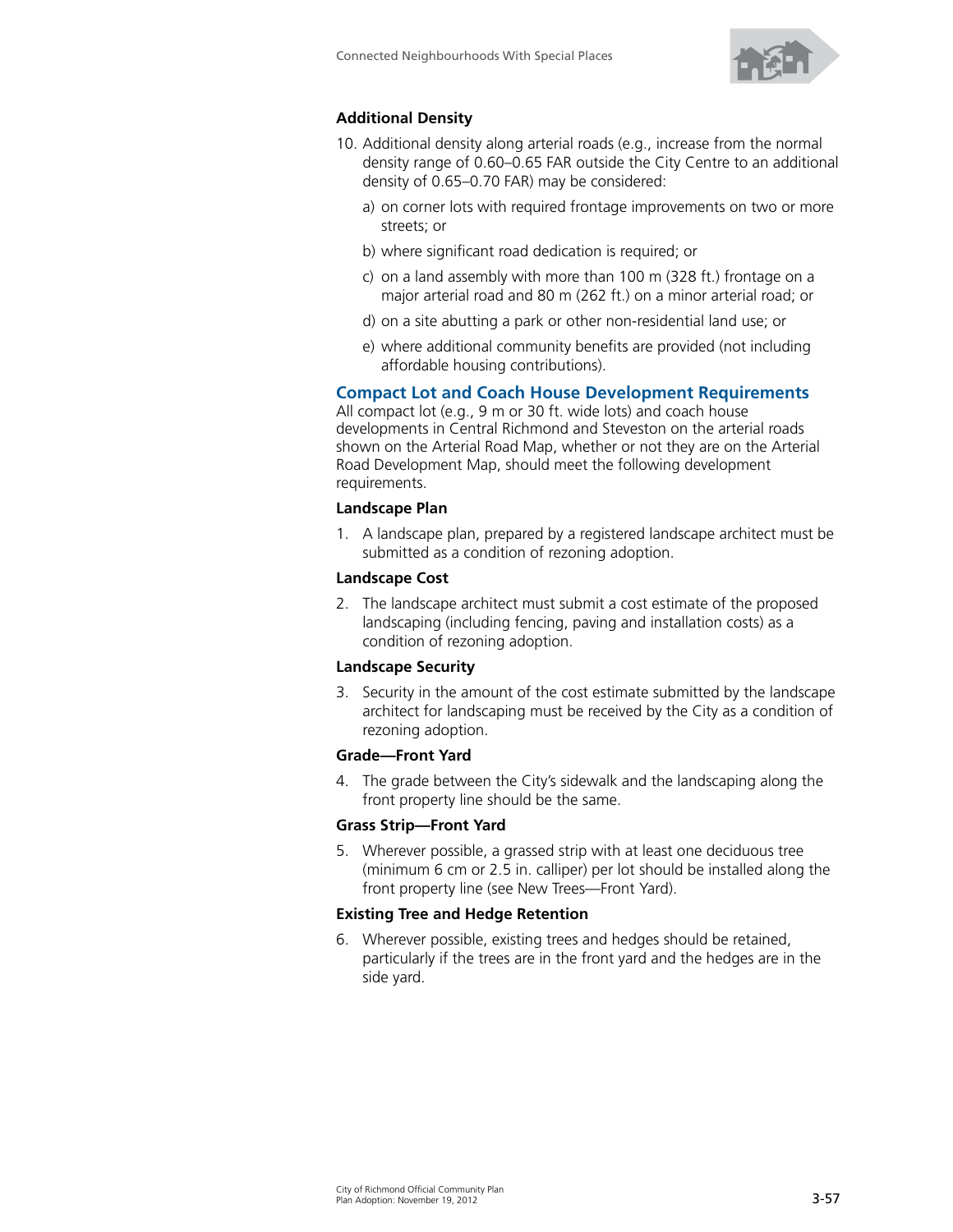**Additional Density**

10. Additional density along arterial roads (e.g., increase from the normal density range of 0.60–0.65 FAR outside the City Centre to an additional density of 0.65–0.70 FAR) may be considered:
    a) on corner lots with required frontage improvements on two or more streets; or
    b) where significant road dedication is required; or
    c) on a land assembly with more than 100 m (328 ft.) frontage on a major arterial road and 80 m (262 ft.) on a minor arterial road; or
    d) on a site abutting a park or other non-residential land use; or
    e) where additional community benefits are provided (not including affordable housing contributions).

## Compact Lot and Coach House Development Requirements

All compact lot (e.g., 9 m or 30 ft. wide lots) and coach house developments in Central Richmond and Steveston on the arterial roads shown on the Arterial Road Map, whether or not they are on the Arterial Road Development Map, should meet the following development requirements.

**Landscape Plan**

1. A landscape plan, prepared by a registered landscape architect must be submitted as a condition of rezoning adoption.

**Landscape Cost**

2. The landscape architect must submit a cost estimate of the proposed landscaping (including fencing, paving and installation costs) as a condition of rezoning adoption.

**Landscape Security**

3. Security in the amount of the cost estimate submitted by the landscape architect for landscaping must be received by the City as a condition of rezoning adoption.

**Grade—Front Yard**

4. The grade between the City's sidewalk and the landscaping along the front property line should be the same.

**Grass Strip—Front Yard**

5. Wherever possible, a grassed strip with at least one deciduous tree (minimum 6 cm or 2.5 in. calliper) per lot should be installed along the front property line (see New Trees—Front Yard).

**Existing Tree and Hedge Retention**

6. Wherever possible, existing trees and hedges should be retained, particularly if the trees are in the front yard and the hedges are in the side yard.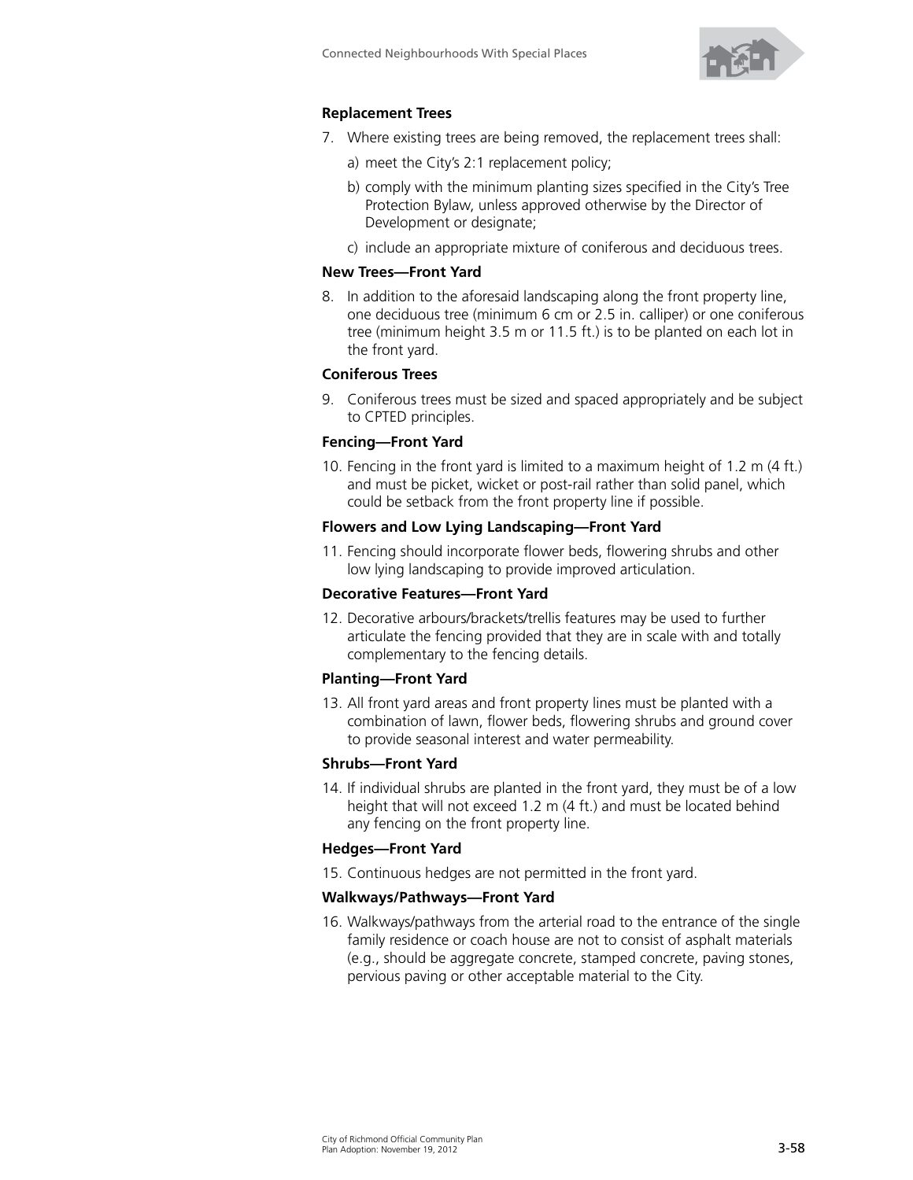**Replacement Trees**

7. Where existing trees are being removed, the replacement trees shall:
   a) meet the City's 2:1 replacement policy;
   b) comply with the minimum planting sizes specified in the City's Tree Protection Bylaw, unless approved otherwise by the Director of Development or designate;
   c) include an appropriate mixture of coniferous and deciduous trees.

**New Trees—Front Yard**

8. In addition to the aforesaid landscaping along the front property line, one deciduous tree (minimum 6 cm or 2.5 in. calliper) or one coniferous tree (minimum height 3.5 m or 11.5 ft.) is to be planted on each lot in the front yard.

**Coniferous Trees**

9. Coniferous trees must be sized and spaced appropriately and be subject to CPTED principles.

**Fencing—Front Yard**

10. Fencing in the front yard is limited to a maximum height of 1.2 m (4 ft.) and must be picket, wicket or post-rail rather than solid panel, which could be setback from the front property line if possible.

**Flowers and Low Lying Landscaping—Front Yard**

11. Fencing should incorporate flower beds, flowering shrubs and other low lying landscaping to provide improved articulation.

**Decorative Features—Front Yard**

12. Decorative arbours/brackets/trellis features may be used to further articulate the fencing provided that they are in scale with and totally complementary to the fencing details.

**Planting—Front Yard**

13. All front yard areas and front property lines must be planted with a combination of lawn, flower beds, flowering shrubs and ground cover to provide seasonal interest and water permeability.

**Shrubs—Front Yard**

14. If individual shrubs are planted in the front yard, they must be of a low height that will not exceed 1.2 m (4 ft.) and must be located behind any fencing on the front property line.

**Hedges—Front Yard**

15. Continuous hedges are not permitted in the front yard.

**Walkways/Pathways—Front Yard**

16. Walkways/pathways from the arterial road to the entrance of the single family residence or coach house are not to consist of asphalt materials (e.g., should be aggregate concrete, stamped concrete, paving stones, pervious paving or other acceptable material to the City.